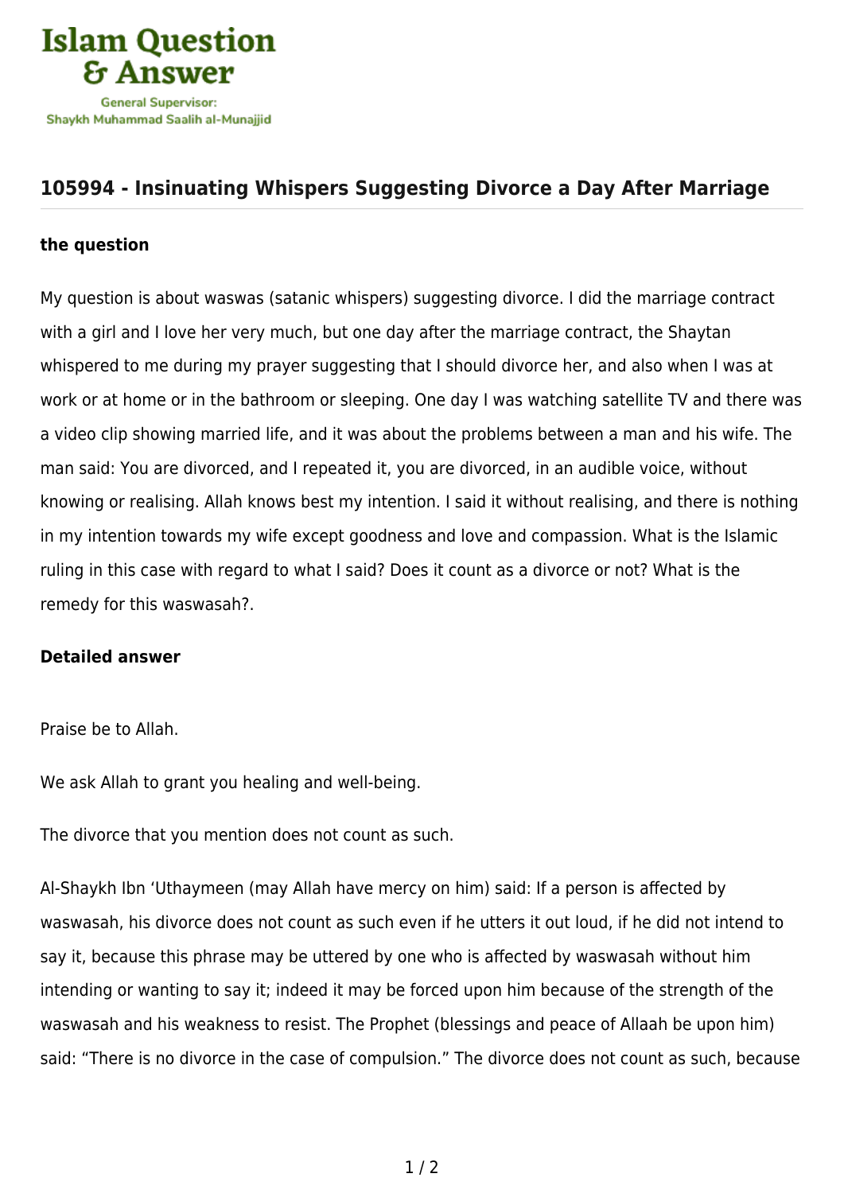# Islam Question & Answer

General Supervisor:
Shaykh Muhammad Saalih al-Munajjid

## 105994 - Insinuating Whispers Suggesting Divorce a Day After Marriage

### the question

My question is about waswas (satanic whispers) suggesting divorce. I did the marriage contract with a girl and I love her very much, but one day after the marriage contract, the Shaytan whispered to me during my prayer suggesting that I should divorce her, and also when I was at work or at home or in the bathroom or sleeping. One day I was watching satellite TV and there was a video clip showing married life, and it was about the problems between a man and his wife. The man said: You are divorced, and I repeated it, you are divorced, in an audible voice, without knowing or realising. Allah knows best my intention. I said it without realising, and there is nothing in my intention towards my wife except goodness and love and compassion. What is the Islamic ruling in this case with regard to what I said? Does it count as a divorce or not? What is the remedy for this waswasah?.

### Detailed answer

Praise be to Allah.

We ask Allah to grant you healing and well-being.

The divorce that you mention does not count as such.

Al-Shaykh Ibn ‘Uthaymeen (may Allah have mercy on him) said: If a person is affected by waswasah, his divorce does not count as such even if he utters it out loud, if he did not intend to say it, because this phrase may be uttered by one who is affected by waswasah without him intending or wanting to say it; indeed it may be forced upon him because of the strength of the waswasah and his weakness to resist. The Prophet (blessings and peace of Allaah be upon him) said: “There is no divorce in the case of compulsion.” The divorce does not count as such, because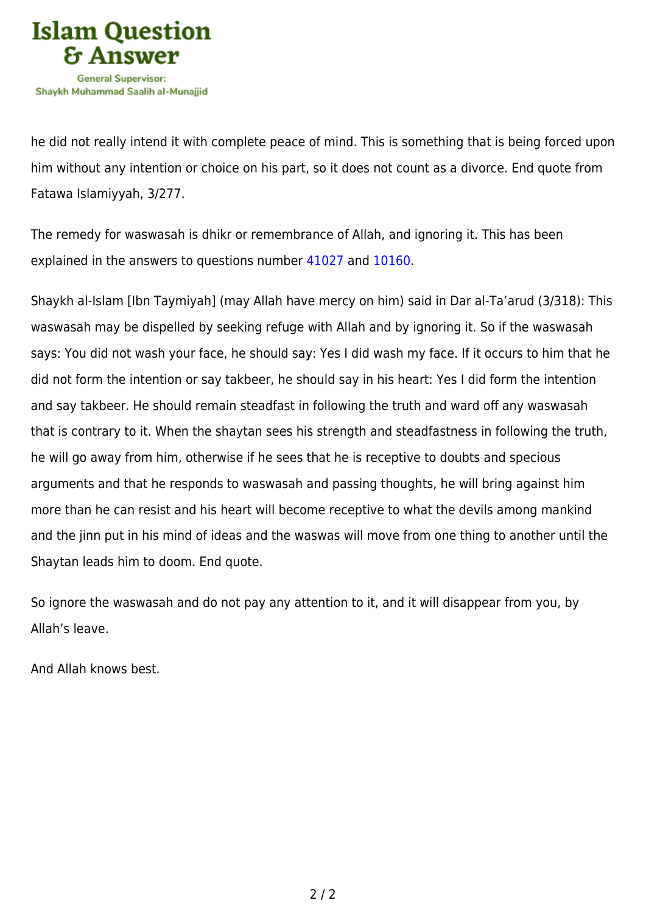he did not really intend it with complete peace of mind. This is something that is being forced upon him without any intention or choice on his part, so it does not count as a divorce. End quote from Fatawa Islamiyyah, 3/277.

The remedy for waswasah is dhikr or remembrance of Allah, and ignoring it. This has been explained in the answers to questions number 41027 and 10160.

Shaykh al-Islam [Ibn Taymiyah] (may Allah have mercy on him) said in Dar al-Ta'arud (3/318): This waswasah may be dispelled by seeking refuge with Allah and by ignoring it. So if the waswasah says: You did not wash your face, he should say: Yes I did wash my face. If it occurs to him that he did not form the intention or say takbeer, he should say in his heart: Yes I did form the intention and say takbeer. He should remain steadfast in following the truth and ward off any waswasah that is contrary to it. When the shaytan sees his strength and steadfastness in following the truth, he will go away from him, otherwise if he sees that he is receptive to doubts and specious arguments and that he responds to waswasah and passing thoughts, he will bring against him more than he can resist and his heart will become receptive to what the devils among mankind and the jinn put in his mind of ideas and the waswas will move from one thing to another until the Shaytan leads him to doom. End quote.

So ignore the waswasah and do not pay any attention to it, and it will disappear from you, by Allah's leave.

And Allah knows best.